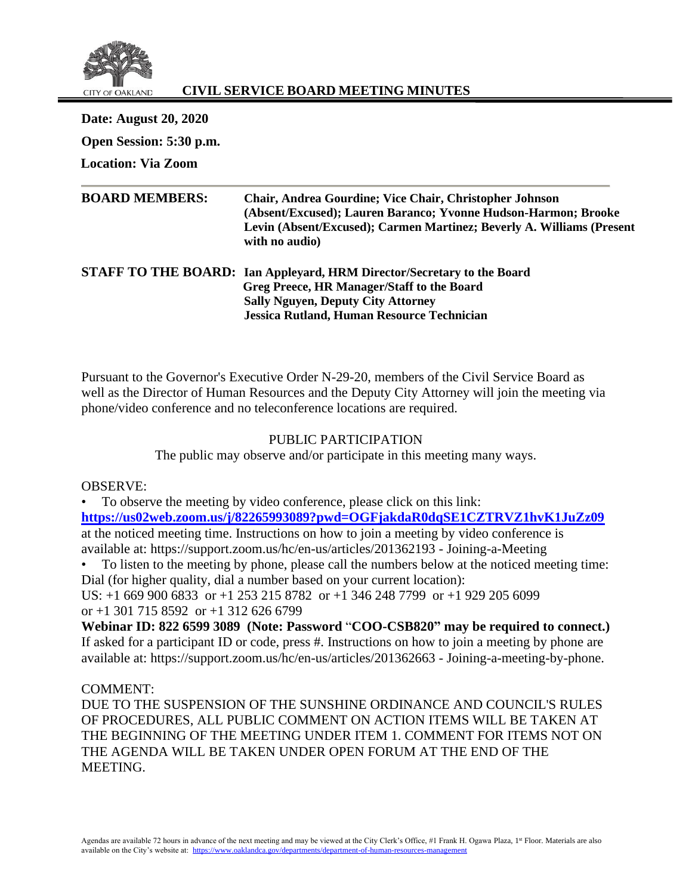CITY OF OAKLAND

# CIVIL SERVICE BOARD MEETING MINUTES

**Date: August 20, 2020**

**Open Session: 5:30 p.m.**

**Location: Via Zoom**

**BOARD MEMBERS:** **Chair, Andrea Gourdine; Vice Chair, Christopher Johnson (Absent/Excused); Lauren Baranco; Yvonne Hudson-Harmon; Brooke Levin (Absent/Excused); Carmen Martinez; Beverly A. Williams (Present with no audio)**

**STAFF TO THE BOARD:** **Ian Appleyard, HRM Director/Secretary to the Board**
**Greg Preece, HR Manager/Staff to the Board**
**Sally Nguyen, Deputy City Attorney**
**Jessica Rutland, Human Resource Technician**

Pursuant to the Governor's Executive Order N-29-20, members of the Civil Service Board as well as the Director of Human Resources and the Deputy City Attorney will join the meeting via phone/video conference and no teleconference locations are required.

PUBLIC PARTICIPATION

The public may observe and/or participate in this meeting many ways.

OBSERVE:

- To observe the meeting by video conference, please click on this link: **https://us02web.zoom.us/j/82265993089?pwd=OGFjakdaR0dqSE1CZTRVZ1hvK1JuZz09** at the noticed meeting time. Instructions on how to join a meeting by video conference is available at: https://support.zoom.us/hc/en-us/articles/201362193 - Joining-a-Meeting
- To listen to the meeting by phone, please call the numbers below at the noticed meeting time: Dial (for higher quality, dial a number based on your current location):

US: +1 669 900 6833 or +1 253 215 8782 or +1 346 248 7799 or +1 929 205 6099 or +1 301 715 8592 or +1 312 626 6799

**Webinar ID: 822 6599 3089 (Note: Password "COO-CSB820" may be required to connect.)** If asked for a participant ID or code, press #. Instructions on how to join a meeting by phone are available at: https://support.zoom.us/hc/en-us/articles/201362663 - Joining-a-meeting-by-phone.

COMMENT:

DUE TO THE SUSPENSION OF THE SUNSHINE ORDINANCE AND COUNCIL'S RULES OF PROCEDURES, ALL PUBLIC COMMENT ON ACTION ITEMS WILL BE TAKEN AT THE BEGINNING OF THE MEETING UNDER ITEM 1. COMMENT FOR ITEMS NOT ON THE AGENDA WILL BE TAKEN UNDER OPEN FORUM AT THE END OF THE MEETING.

Agendas are available 72 hours in advance of the next meeting and may be viewed at the City Clerk's Office, #1 Frank H. Ogawa Plaza, 1st Floor. Materials are also available on the City's website at: https://www.oaklandca.gov/departments/department-of-human-resources-management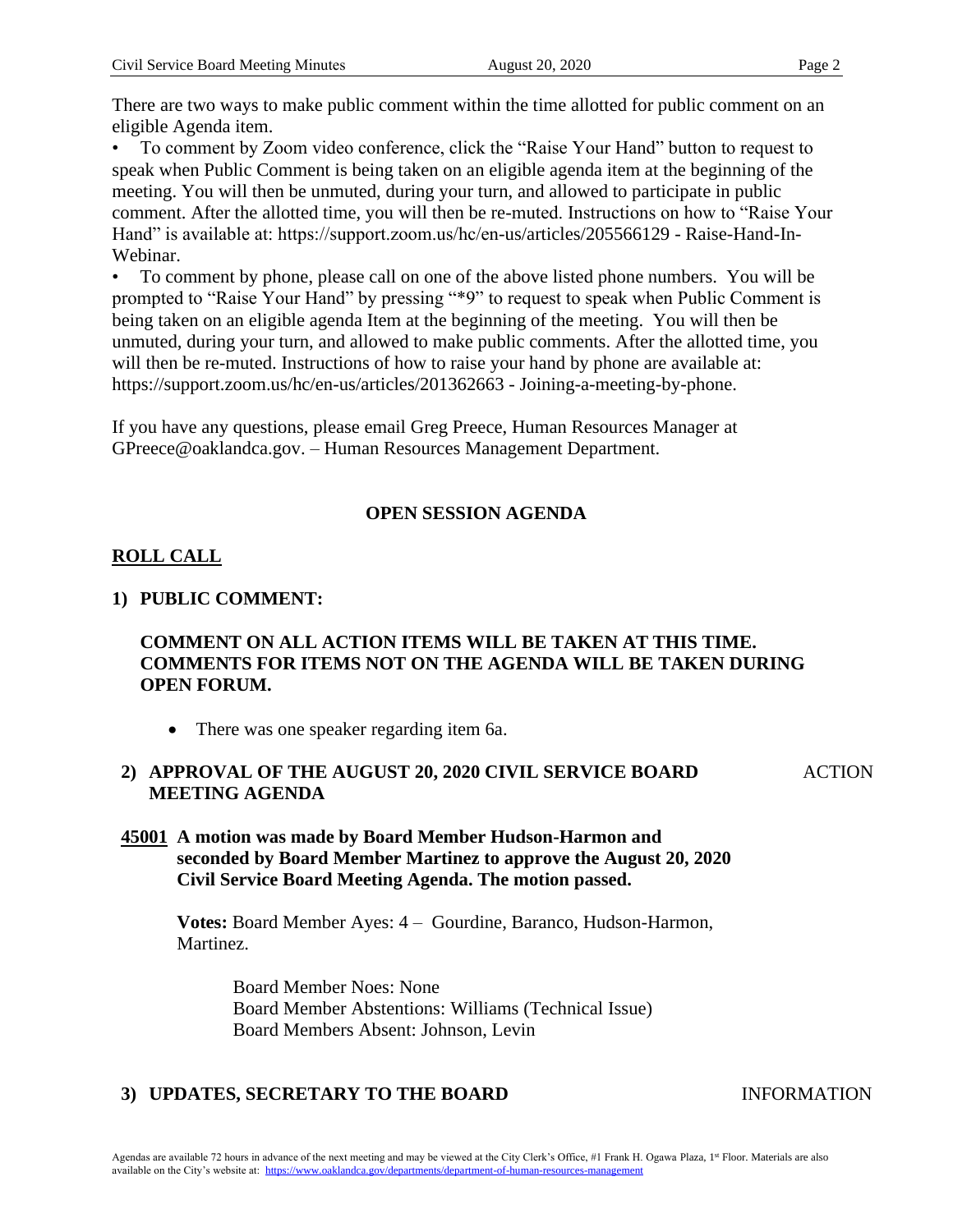There are two ways to make public comment within the time allotted for public comment on an eligible Agenda item.

- To comment by Zoom video conference, click the "Raise Your Hand" button to request to speak when Public Comment is being taken on an eligible agenda item at the beginning of the meeting. You will then be unmuted, during your turn, and allowed to participate in public comment. After the allotted time, you will then be re-muted. Instructions on how to "Raise Your Hand" is available at: https://support.zoom.us/hc/en-us/articles/205566129 - Raise-Hand-In-Webinar.
- To comment by phone, please call on one of the above listed phone numbers. You will be prompted to "Raise Your Hand" by pressing "*9" to request to speak when Public Comment is being taken on an eligible agenda Item at the beginning of the meeting. You will then be unmuted, during your turn, and allowed to make public comments. After the allotted time, you will then be re-muted. Instructions of how to raise your hand by phone are available at: https://support.zoom.us/hc/en-us/articles/201362663 - Joining-a-meeting-by-phone.

If you have any questions, please email Greg Preece, Human Resources Manager at GPreece@oaklandca.gov. – Human Resources Management Department.

## OPEN SESSION AGENDA

**ROLL CALL**

**1) PUBLIC COMMENT:**

**COMMENT ON ALL ACTION ITEMS WILL BE TAKEN AT THIS TIME. COMMENTS FOR ITEMS NOT ON THE AGENDA WILL BE TAKEN DURING OPEN FORUM.**

- There was one speaker regarding item 6a.

**2) APPROVAL OF THE AUGUST 20, 2020 CIVIL SERVICE BOARD MEETING AGENDA** ACTION

**45001 A motion was made by Board Member Hudson-Harmon and seconded by Board Member Martinez to approve the August 20, 2020 Civil Service Board Meeting Agenda. The motion passed.**

**Votes:** Board Member Ayes: 4 – Gourdine, Baranco, Hudson-Harmon, Martinez.

Board Member Noes: None
Board Member Abstentions: Williams (Technical Issue)
Board Members Absent: Johnson, Levin

**3) UPDATES, SECRETARY TO THE BOARD** INFORMATION

Agendas are available 72 hours in advance of the next meeting and may be viewed at the City Clerk's Office, #1 Frank H. Ogawa Plaza, 1st Floor. Materials are also available on the City's website at: https://www.oaklandca.gov/departments/department-of-human-resources-management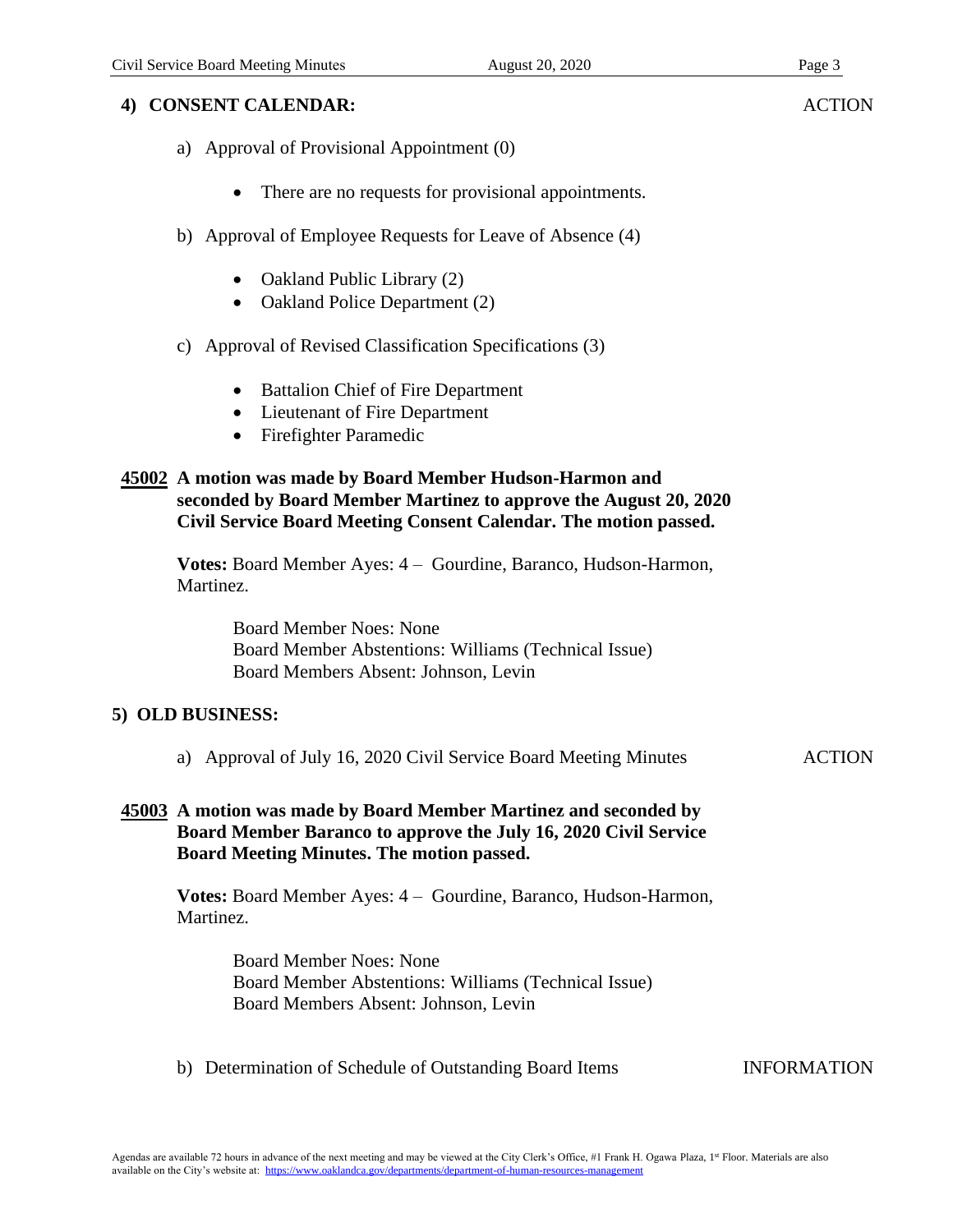## 4) CONSENT CALENDAR: ACTION

a) Approval of Provisional Appointment (0)

- There are no requests for provisional appointments.

b) Approval of Employee Requests for Leave of Absence (4)

- Oakland Public Library (2)
- Oakland Police Department (2)

c) Approval of Revised Classification Specifications (3)

- Battalion Chief of Fire Department
- Lieutenant of Fire Department
- Firefighter Paramedic

**45002 A motion was made by Board Member Hudson-Harmon and seconded by Board Member Martinez to approve the August 20, 2020 Civil Service Board Meeting Consent Calendar. The motion passed.**

**Votes:** Board Member Ayes: 4 – Gourdine, Baranco, Hudson-Harmon, Martinez.

Board Member Noes: None
Board Member Abstentions: Williams (Technical Issue)
Board Members Absent: Johnson, Levin

## 5) OLD BUSINESS:

a) Approval of July 16, 2020 Civil Service Board Meeting Minutes ACTION

**45003 A motion was made by Board Member Martinez and seconded by Board Member Baranco to approve the July 16, 2020 Civil Service Board Meeting Minutes. The motion passed.**

**Votes:** Board Member Ayes: 4 – Gourdine, Baranco, Hudson-Harmon, Martinez.

Board Member Noes: None
Board Member Abstentions: Williams (Technical Issue)
Board Members Absent: Johnson, Levin

b) Determination of Schedule of Outstanding Board Items INFORMATION

Agendas are available 72 hours in advance of the next meeting and may be viewed at the City Clerk's Office, #1 Frank H. Ogawa Plaza, 1st Floor. Materials are also available on the City's website at: https://www.oaklandca.gov/departments/department-of-human-resources-management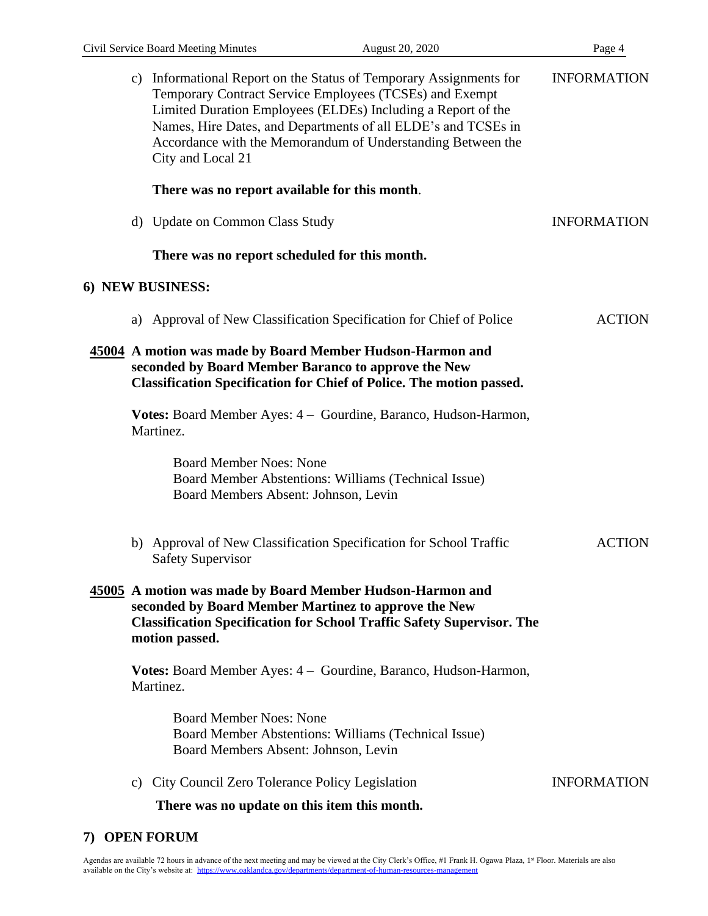c) Informational Report on the Status of Temporary Assignments for Temporary Contract Service Employees (TCSEs) and Exempt Limited Duration Employees (ELDEs) Including a Report of the Names, Hire Dates, and Departments of all ELDE's and TCSEs in Accordance with the Memorandum of Understanding Between the City and Local 21 — INFORMATION

**There was no report available for this month**.

d) Update on Common Class Study — INFORMATION

**There was no report scheduled for this month.**

## 6) NEW BUSINESS:

a) Approval of New Classification Specification for Chief of Police — ACTION

**45004 A motion was made by Board Member Hudson-Harmon and seconded by Board Member Baranco to approve the New Classification Specification for Chief of Police. The motion passed.**

**Votes:** Board Member Ayes: 4 – Gourdine, Baranco, Hudson-Harmon, Martinez.

Board Member Noes: None
Board Member Abstentions: Williams (Technical Issue)
Board Members Absent: Johnson, Levin

b) Approval of New Classification Specification for School Traffic Safety Supervisor — ACTION

**45005 A motion was made by Board Member Hudson-Harmon and seconded by Board Member Martinez to approve the New Classification Specification for School Traffic Safety Supervisor. The motion passed.**

**Votes:** Board Member Ayes: 4 – Gourdine, Baranco, Hudson-Harmon, Martinez.

Board Member Noes: None
Board Member Abstentions: Williams (Technical Issue)
Board Members Absent: Johnson, Levin

c) City Council Zero Tolerance Policy Legislation — INFORMATION

**There was no update on this item this month.**

## 7) OPEN FORUM

Agendas are available 72 hours in advance of the next meeting and may be viewed at the City Clerk's Office, #1 Frank H. Ogawa Plaza, 1st Floor. Materials are also available on the City's website at: https://www.oaklandca.gov/departments/department-of-human-resources-management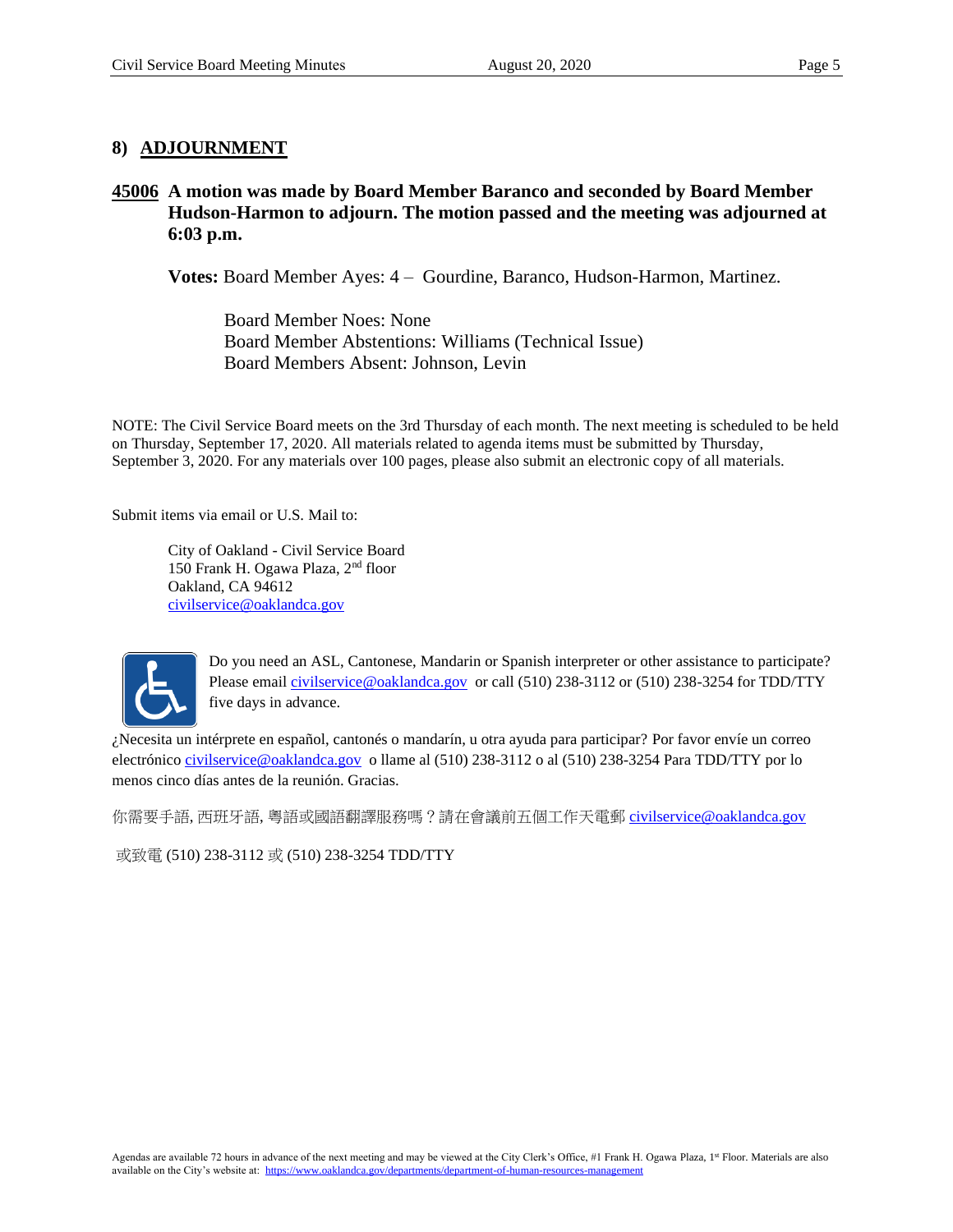## 8) ADJOURNMENT

**45006 A motion was made by Board Member Baranco and seconded by Board Member Hudson-Harmon to adjourn. The motion passed and the meeting was adjourned at 6:03 p.m.**

**Votes:** Board Member Ayes: 4 – Gourdine, Baranco, Hudson-Harmon, Martinez.

Board Member Noes: None
Board Member Abstentions: Williams (Technical Issue)
Board Members Absent: Johnson, Levin

NOTE: The Civil Service Board meets on the 3rd Thursday of each month. The next meeting is scheduled to be held on Thursday, September 17, 2020. All materials related to agenda items must be submitted by Thursday, September 3, 2020. For any materials over 100 pages, please also submit an electronic copy of all materials.

Submit items via email or U.S. Mail to:

City of Oakland - Civil Service Board
150 Frank H. Ogawa Plaza, 2nd floor
Oakland, CA 94612
civilservice@oaklandca.gov

Do you need an ASL, Cantonese, Mandarin or Spanish interpreter or other assistance to participate? Please email civilservice@oaklandca.gov or call (510) 238-3112 or (510) 238-3254 for TDD/TTY five days in advance.

¿Necesita un intérprete en español, cantonés o mandarín, u otra ayuda para participar? Por favor envíe un correo electrónico civilservice@oaklandca.gov o llame al (510) 238-3112 o al (510) 238-3254 Para TDD/TTY por lo menos cinco días antes de la reunión. Gracias.

你需要手語, 西班牙語, 粵語或國語翻譯服務嗎？請在會議前五個工作天電郵 civilservice@oaklandca.gov

或致電 (510) 238-3112 或 (510) 238-3254 TDD/TTY

Agendas are available 72 hours in advance of the next meeting and may be viewed at the City Clerk's Office, #1 Frank H. Ogawa Plaza, 1st Floor. Materials are also available on the City's website at: https://www.oaklandca.gov/departments/department-of-human-resources-management